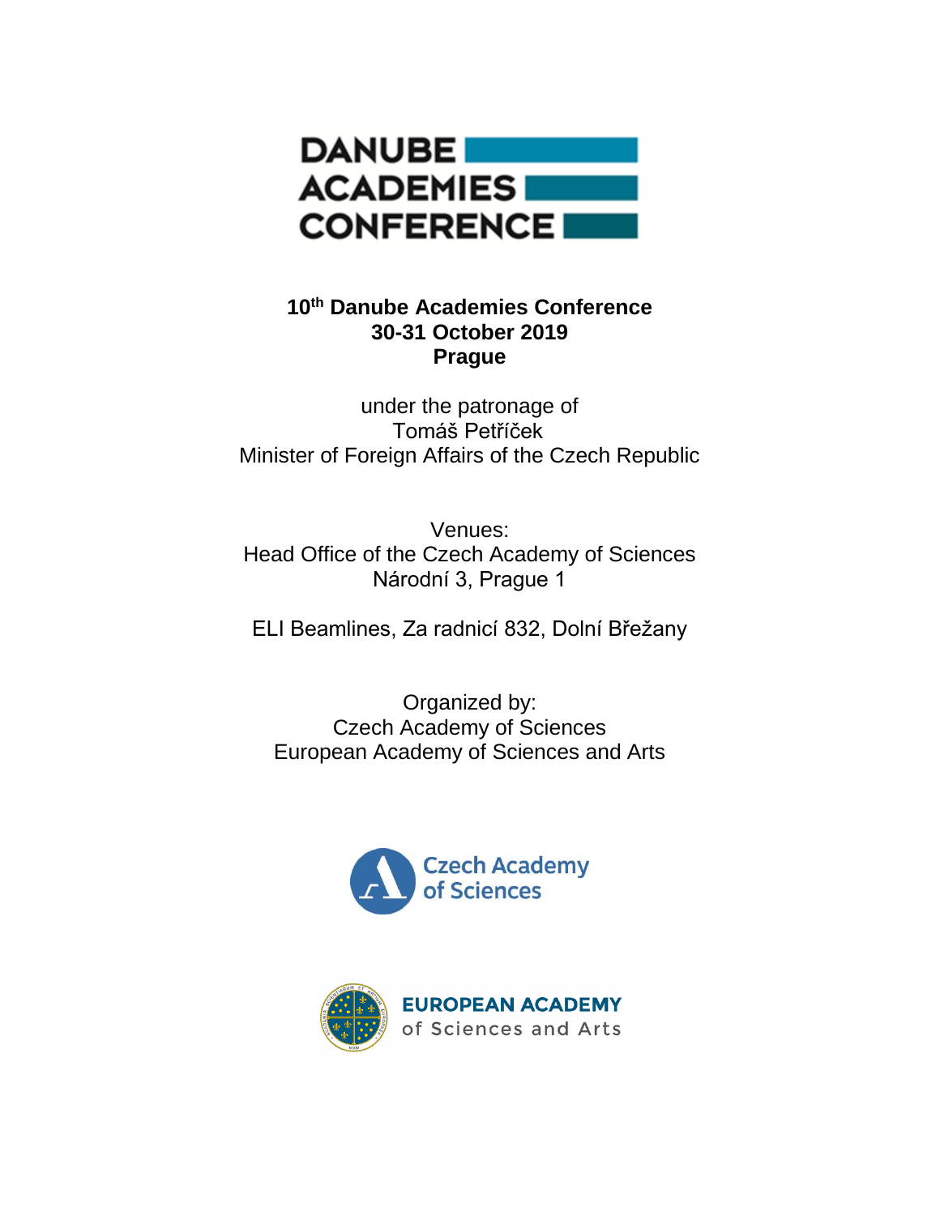# DANUBE ACADEMIES CONFERENCE

**10th Danube Academies Conference**
**30-31 October 2019**
**Prague**

under the patronage of
Tomáš Petříček
Minister of Foreign Affairs of the Czech Republic

Venues:
Head Office of the Czech Academy of Sciences
Národní 3, Prague 1

ELI Beamlines, Za radnicí 832, Dolní Břežany

Organized by:
Czech Academy of Sciences
European Academy of Sciences and Arts

Czech Academy of Sciences

EUROPEAN ACADEMY of Sciences and Arts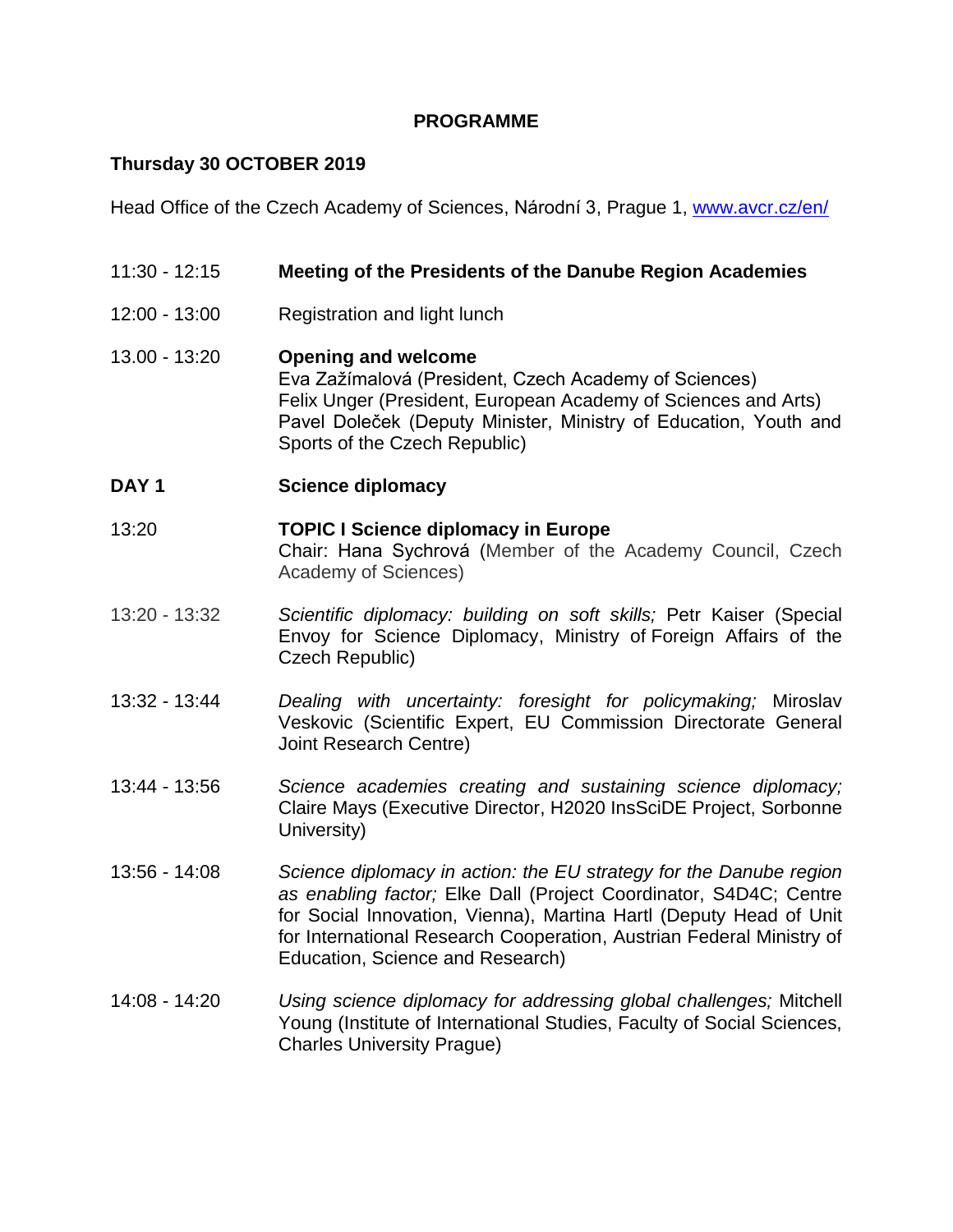# PROGRAMME

## Thursday 30 OCTOBER 2019

Head Office of the Czech Academy of Sciences, Národní 3, Prague 1, [www.avcr.cz/en/](www.avcr.cz/en/)

| | |
|---|---|
| 11:30 - 12:15 | **Meeting of the Presidents of the Danube Region Academies** |
| 12:00 - 13:00 | Registration and light lunch |
| 13.00 - 13:20 | **Opening and welcome**<br>Eva Zažímalová (President, Czech Academy of Sciences)<br>Felix Unger (President, European Academy of Sciences and Arts)<br>Pavel Doleček (Deputy Minister, Ministry of Education, Youth and Sports of the Czech Republic) |
| **DAY 1** | **Science diplomacy** |
| 13:20 | **TOPIC I Science diplomacy in Europe**<br>Chair: Hana Sychrová (Member of the Academy Council, Czech Academy of Sciences) |
| 13:20 - 13:32 | *Scientific diplomacy: building on soft skills;* Petr Kaiser (Special Envoy for Science Diplomacy, Ministry of Foreign Affairs of the Czech Republic) |
| 13:32 - 13:44 | *Dealing with uncertainty: foresight for policymaking;* Miroslav Veskovic (Scientific Expert, EU Commission Directorate General Joint Research Centre) |
| 13:44 - 13:56 | *Science academies creating and sustaining science diplomacy;* Claire Mays (Executive Director, H2020 InsSciDE Project, Sorbonne University) |
| 13:56 - 14:08 | *Science diplomacy in action: the EU strategy for the Danube region as enabling factor;* Elke Dall (Project Coordinator, S4D4C; Centre for Social Innovation, Vienna), Martina Hartl (Deputy Head of Unit for International Research Cooperation, Austrian Federal Ministry of Education, Science and Research) |
| 14:08 - 14:20 | *Using science diplomacy for addressing global challenges;* Mitchell Young (Institute of International Studies, Faculty of Social Sciences, Charles University Prague) |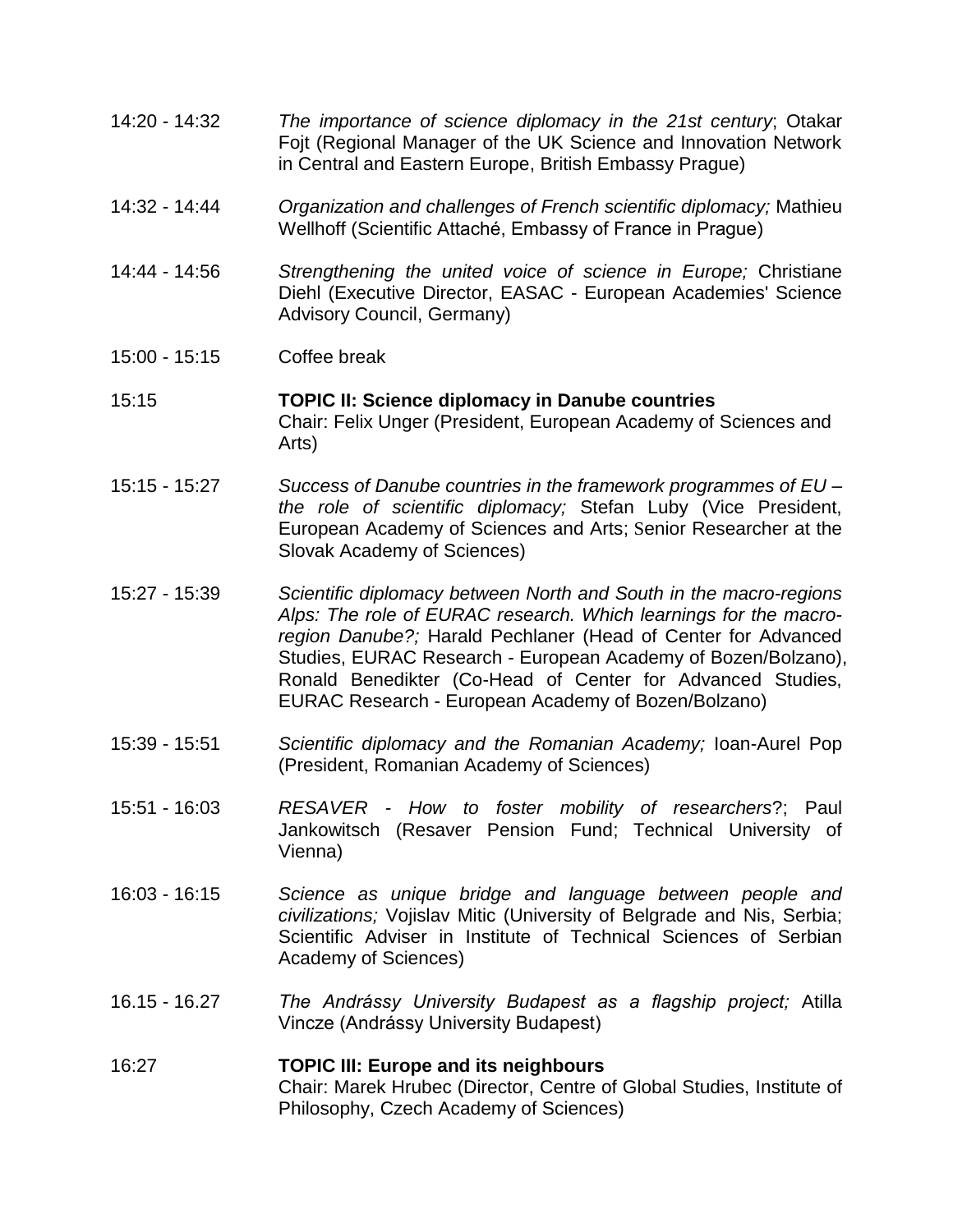14:20 - 14:32 *The importance of science diplomacy in the 21st century*; Otakar Fojt (Regional Manager of the UK Science and Innovation Network in Central and Eastern Europe, British Embassy Prague)

14:32 - 14:44 *Organization and challenges of French scientific diplomacy;* Mathieu Wellhoff (Scientific Attaché, Embassy of France in Prague)

14:44 - 14:56 *Strengthening the united voice of science in Europe;* Christiane Diehl (Executive Director, EASAC - European Academies' Science Advisory Council, Germany)

15:00 - 15:15 Coffee break

15:15 **TOPIC II: Science diplomacy in Danube countries**
Chair: Felix Unger (President, European Academy of Sciences and Arts)

15:15 - 15:27 *Success of Danube countries in the framework programmes of EU – the role of scientific diplomacy;* Stefan Luby (Vice President, European Academy of Sciences and Arts; Senior Researcher at the Slovak Academy of Sciences)

15:27 - 15:39 *Scientific diplomacy between North and South in the macro-regions Alps: The role of EURAC research. Which learnings for the macro-region Danube?;* Harald Pechlaner (Head of Center for Advanced Studies, EURAC Research - European Academy of Bozen/Bolzano), Ronald Benedikter (Co-Head of Center for Advanced Studies, EURAC Research - European Academy of Bozen/Bolzano)

15:39 - 15:51 *Scientific diplomacy and the Romanian Academy;* Ioan-Aurel Pop (President, Romanian Academy of Sciences)

15:51 - 16:03 *RESAVER - How to foster mobility of researchers*?; Paul Jankowitsch (Resaver Pension Fund; Technical University of Vienna)

16:03 - 16:15 *Science as unique bridge and language between people and civilizations;* Vojislav Mitic (University of Belgrade and Nis, Serbia; Scientific Adviser in Institute of Technical Sciences of Serbian Academy of Sciences)

16.15 - 16.27 *The Andrássy University Budapest as a flagship project;* Atilla Vincze (Andrássy University Budapest)

16:27 **TOPIC III: Europe and its neighbours**
Chair: Marek Hrubec (Director, Centre of Global Studies, Institute of Philosophy, Czech Academy of Sciences)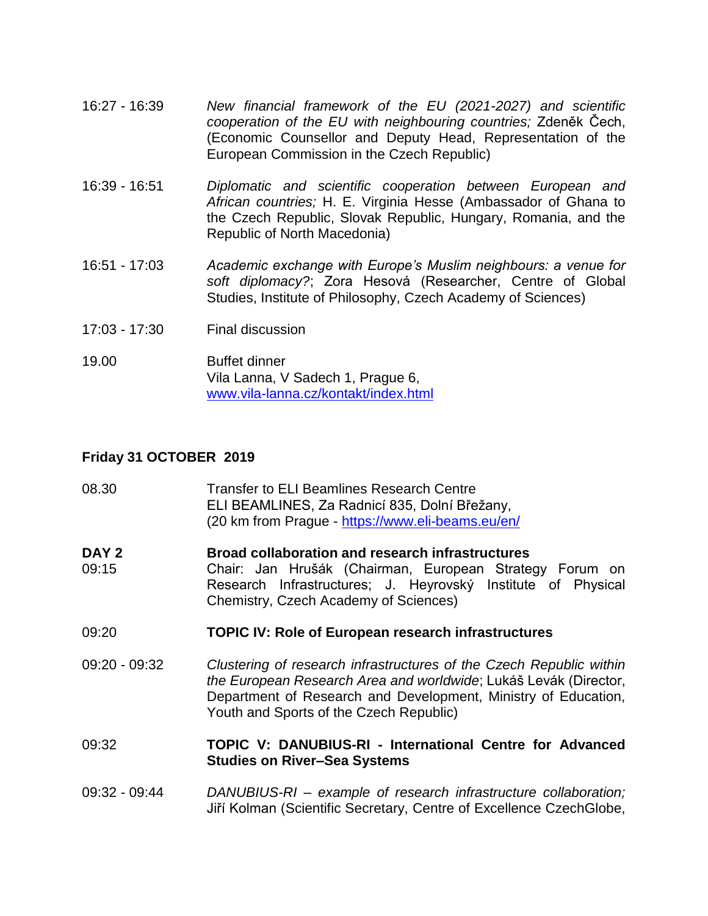16:27 - 16:39 — *New financial framework of the EU (2021-2027) and scientific cooperation of the EU with neighbouring countries;* Zdeněk Čech, (Economic Counsellor and Deputy Head, Representation of the European Commission in the Czech Republic)

16:39 - 16:51 — *Diplomatic and scientific cooperation between European and African countries;* H. E. Virginia Hesse (Ambassador of Ghana to the Czech Republic, Slovak Republic, Hungary, Romania, and the Republic of North Macedonia)

16:51 - 17:03 — *Academic exchange with Europe's Muslim neighbours: a venue for soft diplomacy?*; Zora Hesová (Researcher, Centre of Global Studies, Institute of Philosophy, Czech Academy of Sciences)

17:03 - 17:30 — Final discussion

19.00 — Buffet dinner
Vila Lanna, V Sadech 1, Prague 6,
[www.vila-lanna.cz/kontakt/index.html](www.vila-lanna.cz/kontakt/index.html)

## Friday 31 OCTOBER 2019

08.30 — Transfer to ELI Beamlines Research Centre
ELI BEAMLINES, Za Radnicí 835, Dolní Břežany,
(20 km from Prague - [https://www.eli-beams.eu/en/](https://www.eli-beams.eu/en/)

**DAY 2** — **Broad collaboration and research infrastructures**

09:15 — Chair: Jan Hrušák (Chairman, European Strategy Forum on Research Infrastructures; J. Heyrovský Institute of Physical Chemistry, Czech Academy of Sciences)

09:20 — **TOPIC IV: Role of European research infrastructures**

09:20 - 09:32 — *Clustering of research infrastructures of the Czech Republic within the European Research Area and worldwide*; Lukáš Levák (Director, Department of Research and Development, Ministry of Education, Youth and Sports of the Czech Republic)

09:32 — **TOPIC V: DANUBIUS-RI - International Centre for Advanced Studies on River–Sea Systems**

09:32 - 09:44 — *DANUBIUS-RI – example of research infrastructure collaboration;* Jiří Kolman (Scientific Secretary, Centre of Excellence CzechGlobe,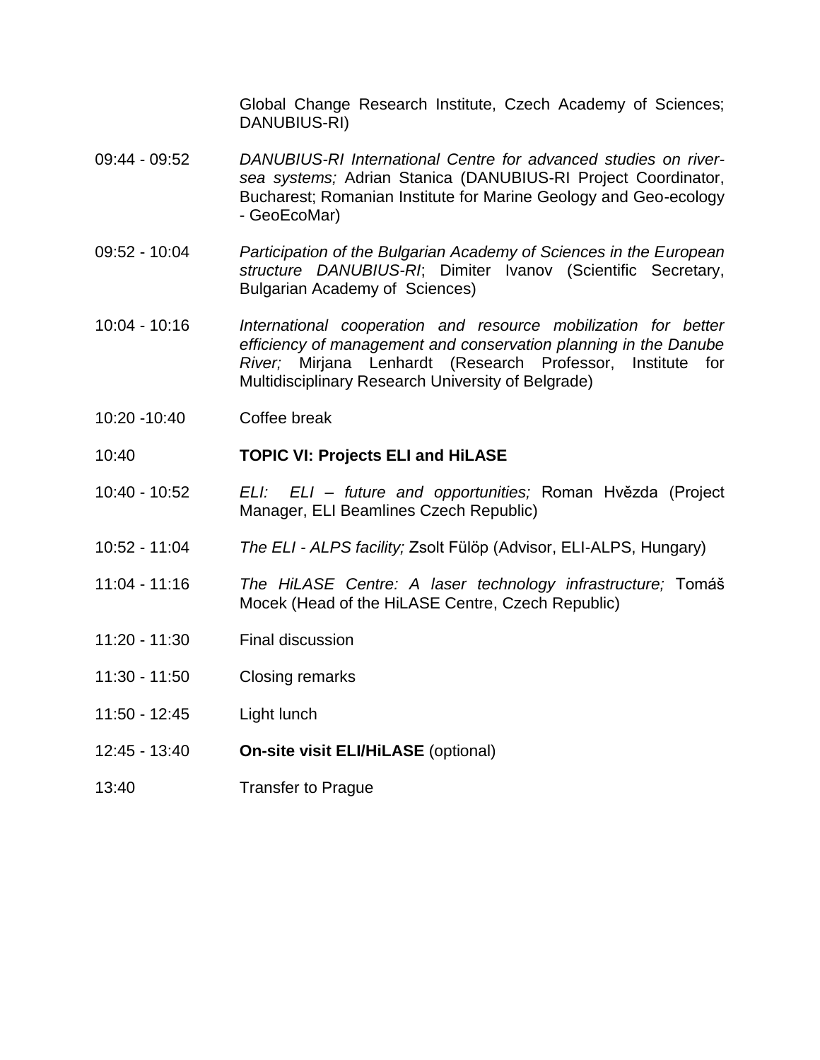Global Change Research Institute, Czech Academy of Sciences; DANUBIUS-RI)

| | |
|---|---|
| 09:44 - 09:52 | *DANUBIUS-RI International Centre for advanced studies on river-sea systems;* Adrian Stanica (DANUBIUS-RI Project Coordinator, Bucharest; Romanian Institute for Marine Geology and Geo-ecology - GeoEcoMar) |
| 09:52 - 10:04 | *Participation of the Bulgarian Academy of Sciences in the European structure DANUBIUS-RI*; Dimiter Ivanov (Scientific Secretary, Bulgarian Academy of Sciences) |
| 10:04 - 10:16 | *International cooperation and resource mobilization for better efficiency of management and conservation planning in the Danube River;* Mirjana Lenhardt (Research Professor, Institute for Multidisciplinary Research University of Belgrade) |
| 10:20 -10:40 | Coffee break |
| 10:40 | **TOPIC VI: Projects ELI and HiLASE** |
| 10:40 - 10:52 | *ELI: ELI – future and opportunities;* Roman Hvězda (Project Manager, ELI Beamlines Czech Republic) |
| 10:52 - 11:04 | *The ELI - ALPS facility;* Zsolt Fülöp (Advisor, ELI-ALPS, Hungary) |
| 11:04 - 11:16 | *The HiLASE Centre: A laser technology infrastructure;* Tomáš Mocek (Head of the HiLASE Centre, Czech Republic) |
| 11:20 - 11:30 | Final discussion |
| 11:30 - 11:50 | Closing remarks |
| 11:50 - 12:45 | Light lunch |
| 12:45 - 13:40 | **On-site visit ELI/HiLASE** (optional) |
| 13:40 | Transfer to Prague |